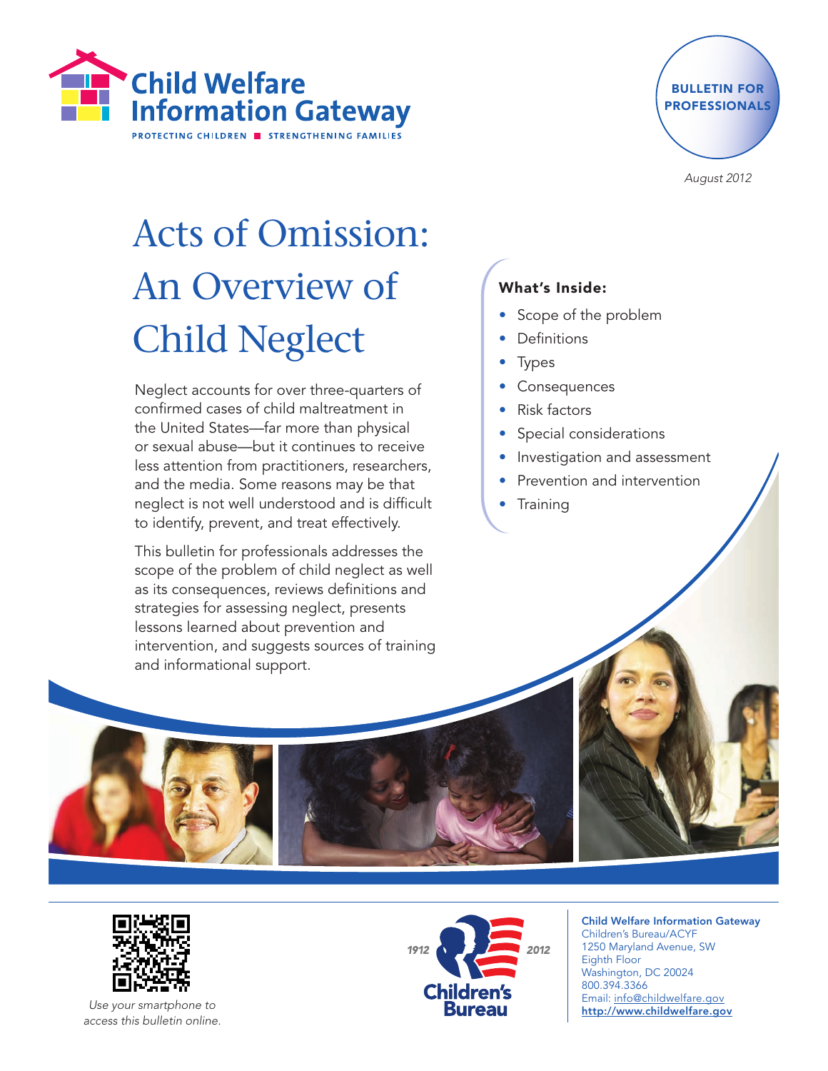Child Welfare Information Gateway

PROTECTING CHILDREN ■ STRENGTHENING FAMILIES

BULLETIN FOR PROFESSIONALS

*August 2012*

# Acts of Omission: An Overview of Child Neglect

Neglect accounts for over three-quarters of confirmed cases of child maltreatment in the United States—far more than physical or sexual abuse—but it continues to receive less attention from practitioners, researchers, and the media. Some reasons may be that neglect is not well understood and is difficult to identify, prevent, and treat effectively.

This bulletin for professionals addresses the scope of the problem of child neglect as well as its consequences, reviews definitions and strategies for assessing neglect, presents lessons learned about prevention and intervention, and suggests sources of training and informational support.

**What's Inside:**

- Scope of the problem
- Definitions
- Types
- Consequences
- Risk factors
- Special considerations
- Investigation and assessment
- Prevention and intervention
- Training

*Use your smartphone to access this bulletin online.*

1912 Children's Bureau 2012

**Child Welfare Information Gateway**
Children's Bureau/ACYF
1250 Maryland Avenue, SW
Eighth Floor
Washington, DC 20024
800.394.3366
Email: info@childwelfare.gov
http://www.childwelfare.gov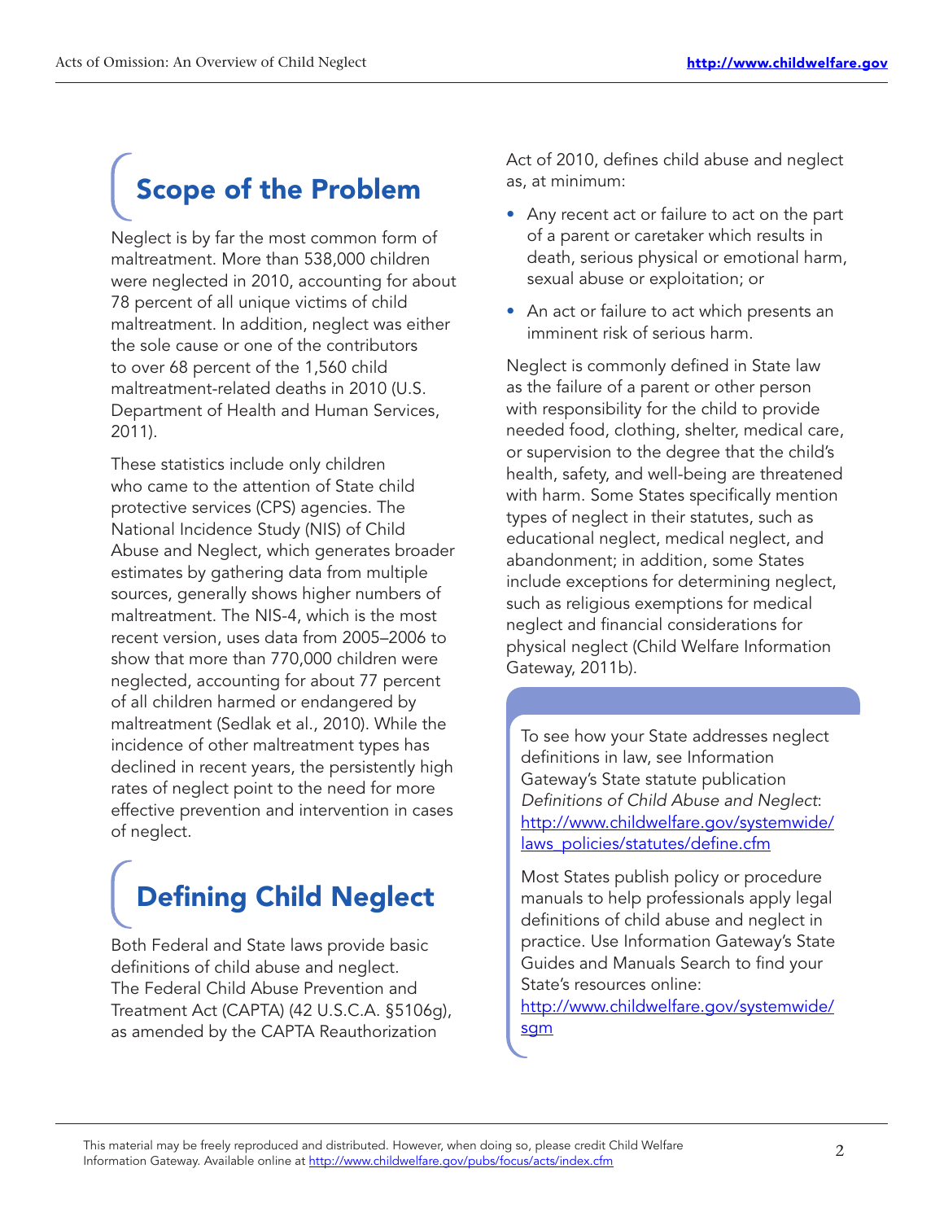## Scope of the Problem

Neglect is by far the most common form of maltreatment. More than 538,000 children were neglected in 2010, accounting for about 78 percent of all unique victims of child maltreatment. In addition, neglect was either the sole cause or one of the contributors to over 68 percent of the 1,560 child maltreatment-related deaths in 2010 (U.S. Department of Health and Human Services, 2011).

These statistics include only children who came to the attention of State child protective services (CPS) agencies. The National Incidence Study (NIS) of Child Abuse and Neglect, which generates broader estimates by gathering data from multiple sources, generally shows higher numbers of maltreatment. The NIS-4, which is the most recent version, uses data from 2005–2006 to show that more than 770,000 children were neglected, accounting for about 77 percent of all children harmed or endangered by maltreatment (Sedlak et al., 2010). While the incidence of other maltreatment types has declined in recent years, the persistently high rates of neglect point to the need for more effective prevention and intervention in cases of neglect.

## Defining Child Neglect

Both Federal and State laws provide basic definitions of child abuse and neglect. The Federal Child Abuse Prevention and Treatment Act (CAPTA) (42 U.S.C.A. §5106g), as amended by the CAPTA Reauthorization Act of 2010, defines child abuse and neglect as, at minimum:

- Any recent act or failure to act on the part of a parent or caretaker which results in death, serious physical or emotional harm, sexual abuse or exploitation; or
- An act or failure to act which presents an imminent risk of serious harm.

Neglect is commonly defined in State law as the failure of a parent or other person with responsibility for the child to provide needed food, clothing, shelter, medical care, or supervision to the degree that the child's health, safety, and well-being are threatened with harm. Some States specifically mention types of neglect in their statutes, such as educational neglect, medical neglect, and abandonment; in addition, some States include exceptions for determining neglect, such as religious exemptions for medical neglect and financial considerations for physical neglect (Child Welfare Information Gateway, 2011b).

To see how your State addresses neglect definitions in law, see Information Gateway's State statute publication *Definitions of Child Abuse and Neglect*: http://www.childwelfare.gov/systemwide/laws_policies/statutes/define.cfm

Most States publish policy or procedure manuals to help professionals apply legal definitions of child abuse and neglect in practice. Use Information Gateway's State Guides and Manuals Search to find your State's resources online: http://www.childwelfare.gov/systemwide/sgm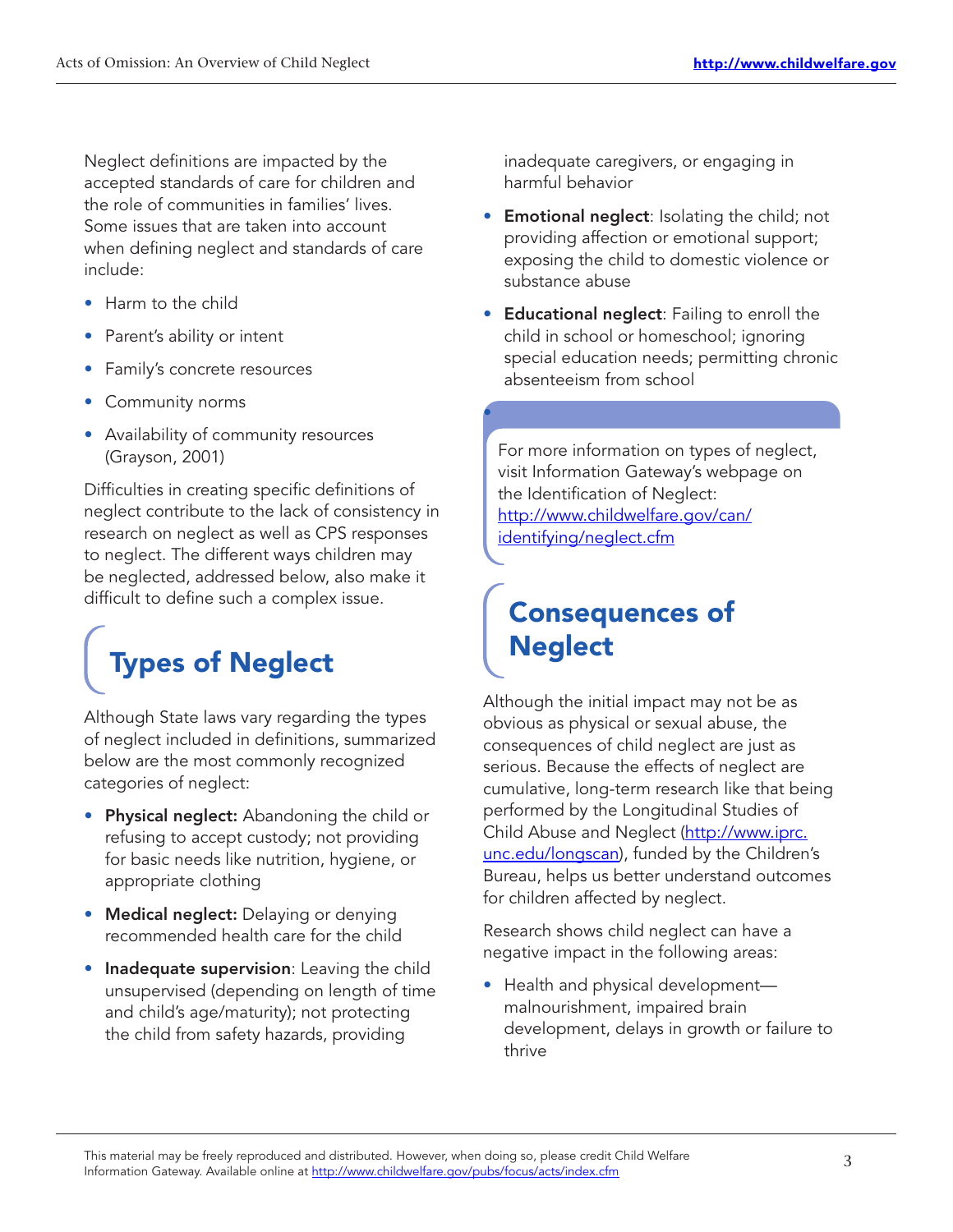Neglect definitions are impacted by the accepted standards of care for children and the role of communities in families' lives. Some issues that are taken into account when defining neglect and standards of care include:

- Harm to the child
- Parent's ability or intent
- Family's concrete resources
- Community norms
- Availability of community resources (Grayson, 2001)

Difficulties in creating specific definitions of neglect contribute to the lack of consistency in research on neglect as well as CPS responses to neglect. The different ways children may be neglected, addressed below, also make it difficult to define such a complex issue.

## Types of Neglect

Although State laws vary regarding the types of neglect included in definitions, summarized below are the most commonly recognized categories of neglect:

- **Physical neglect:** Abandoning the child or refusing to accept custody; not providing for basic needs like nutrition, hygiene, or appropriate clothing
- **Medical neglect:** Delaying or denying recommended health care for the child
- **Inadequate supervision**: Leaving the child unsupervised (depending on length of time and child's age/maturity); not protecting the child from safety hazards, providing inadequate caregivers, or engaging in harmful behavior
- **Emotional neglect**: Isolating the child; not providing affection or emotional support; exposing the child to domestic violence or substance abuse
- **Educational neglect**: Failing to enroll the child in school or homeschool; ignoring special education needs; permitting chronic absenteeism from school

For more information on types of neglect, visit Information Gateway's webpage on the Identification of Neglect: http://www.childwelfare.gov/can/identifying/neglect.cfm

## Consequences of Neglect

Although the initial impact may not be as obvious as physical or sexual abuse, the consequences of child neglect are just as serious. Because the effects of neglect are cumulative, long-term research like that being performed by the Longitudinal Studies of Child Abuse and Neglect (http://www.iprc.unc.edu/longscan), funded by the Children's Bureau, helps us better understand outcomes for children affected by neglect.

Research shows child neglect can have a negative impact in the following areas:

- Health and physical development—malnourishment, impaired brain development, delays in growth or failure to thrive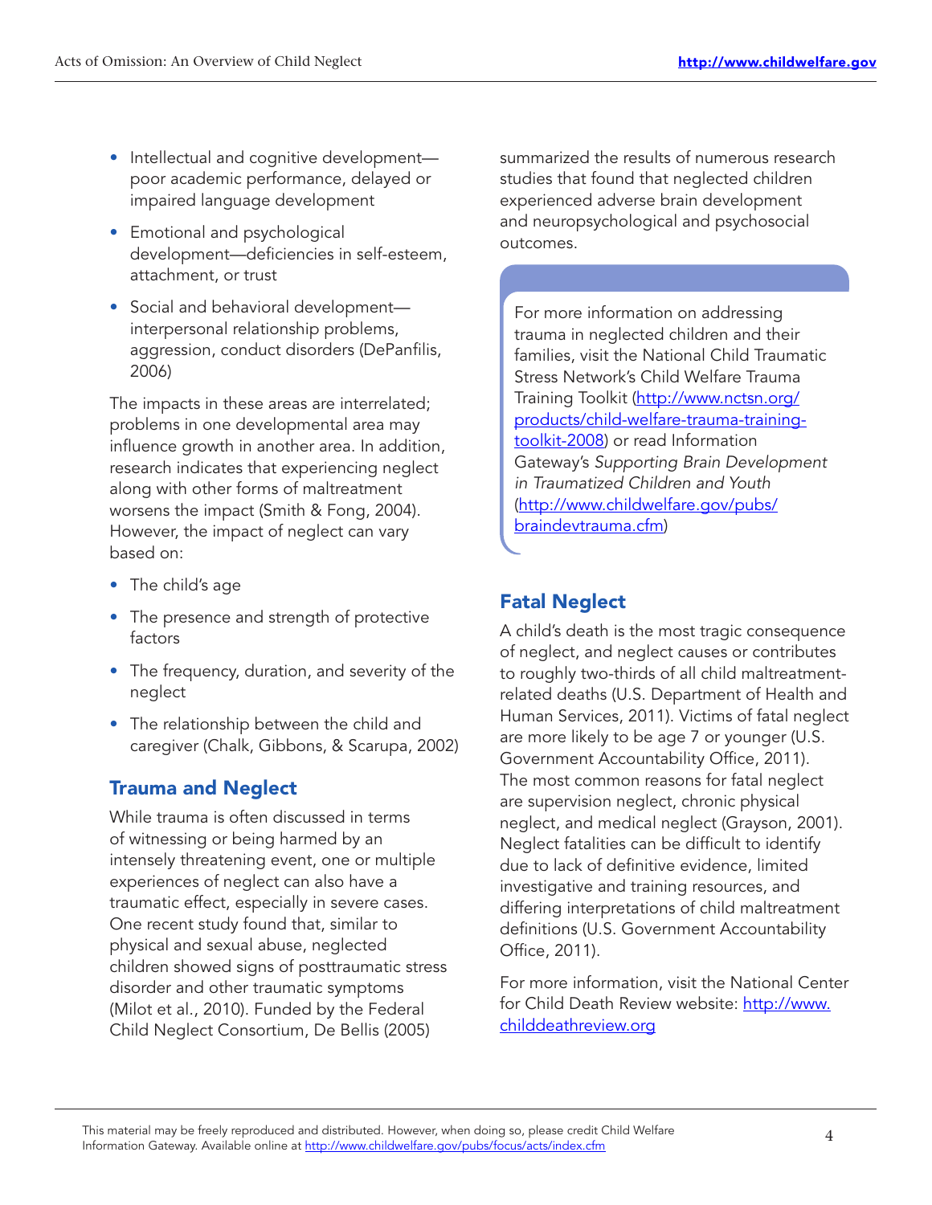- Intellectual and cognitive development—poor academic performance, delayed or impaired language development
- Emotional and psychological development—deficiencies in self-esteem, attachment, or trust
- Social and behavioral development—interpersonal relationship problems, aggression, conduct disorders (DePanfilis, 2006)

The impacts in these areas are interrelated; problems in one developmental area may influence growth in another area. In addition, research indicates that experiencing neglect along with other forms of maltreatment worsens the impact (Smith & Fong, 2004). However, the impact of neglect can vary based on:

- The child's age
- The presence and strength of protective factors
- The frequency, duration, and severity of the neglect
- The relationship between the child and caregiver (Chalk, Gibbons, & Scarupa, 2002)

## Trauma and Neglect

While trauma is often discussed in terms of witnessing or being harmed by an intensely threatening event, one or multiple experiences of neglect can also have a traumatic effect, especially in severe cases. One recent study found that, similar to physical and sexual abuse, neglected children showed signs of posttraumatic stress disorder and other traumatic symptoms (Milot et al., 2010). Funded by the Federal Child Neglect Consortium, De Bellis (2005) summarized the results of numerous research studies that found that neglected children experienced adverse brain development and neuropsychological and psychosocial outcomes.

For more information on addressing trauma in neglected children and their families, visit the National Child Traumatic Stress Network's Child Welfare Trauma Training Toolkit (http://www.nctsn.org/products/child-welfare-trauma-training-toolkit-2008) or read Information Gateway's *Supporting Brain Development in Traumatized Children and Youth* (http://www.childwelfare.gov/pubs/braindevtrauma.cfm)

## Fatal Neglect

A child's death is the most tragic consequence of neglect, and neglect causes or contributes to roughly two-thirds of all child maltreatment-related deaths (U.S. Department of Health and Human Services, 2011). Victims of fatal neglect are more likely to be age 7 or younger (U.S. Government Accountability Office, 2011). The most common reasons for fatal neglect are supervision neglect, chronic physical neglect, and medical neglect (Grayson, 2001). Neglect fatalities can be difficult to identify due to lack of definitive evidence, limited investigative and training resources, and differing interpretations of child maltreatment definitions (U.S. Government Accountability Office, 2011).

For more information, visit the National Center for Child Death Review website: http://www.childdeathreview.org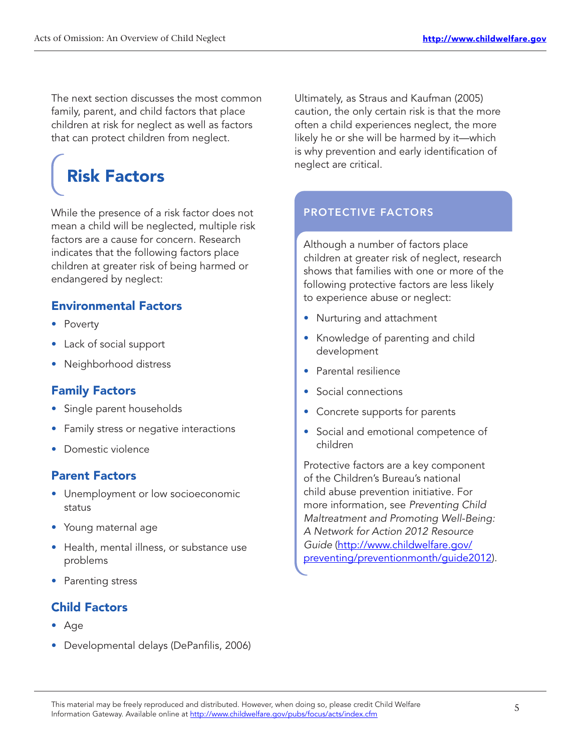The next section discusses the most common family, parent, and child factors that place children at risk for neglect as well as factors that can protect children from neglect.

# Risk Factors

While the presence of a risk factor does not mean a child will be neglected, multiple risk factors are a cause for concern. Research indicates that the following factors place children at greater risk of being harmed or endangered by neglect:

### Environmental Factors

- Poverty
- Lack of social support
- Neighborhood distress

### Family Factors

- Single parent households
- Family stress or negative interactions
- Domestic violence

### Parent Factors

- Unemployment or low socioeconomic status
- Young maternal age
- Health, mental illness, or substance use problems
- Parenting stress

### Child Factors

- Age
- Developmental delays (DePanfilis, 2006)

Ultimately, as Straus and Kaufman (2005) caution, the only certain risk is that the more often a child experiences neglect, the more likely he or she will be harmed by it—which is why prevention and early identification of neglect are critical.

### PROTECTIVE FACTORS

Although a number of factors place children at greater risk of neglect, research shows that families with one or more of the following protective factors are less likely to experience abuse or neglect:

- Nurturing and attachment
- Knowledge of parenting and child development
- Parental resilience
- Social connections
- Concrete supports for parents
- Social and emotional competence of children

Protective factors are a key component of the Children's Bureau's national child abuse prevention initiative. For more information, see *Preventing Child Maltreatment and Promoting Well-Being: A Network for Action 2012 Resource Guide* (http://www.childwelfare.gov/preventing/preventionmonth/guide2012).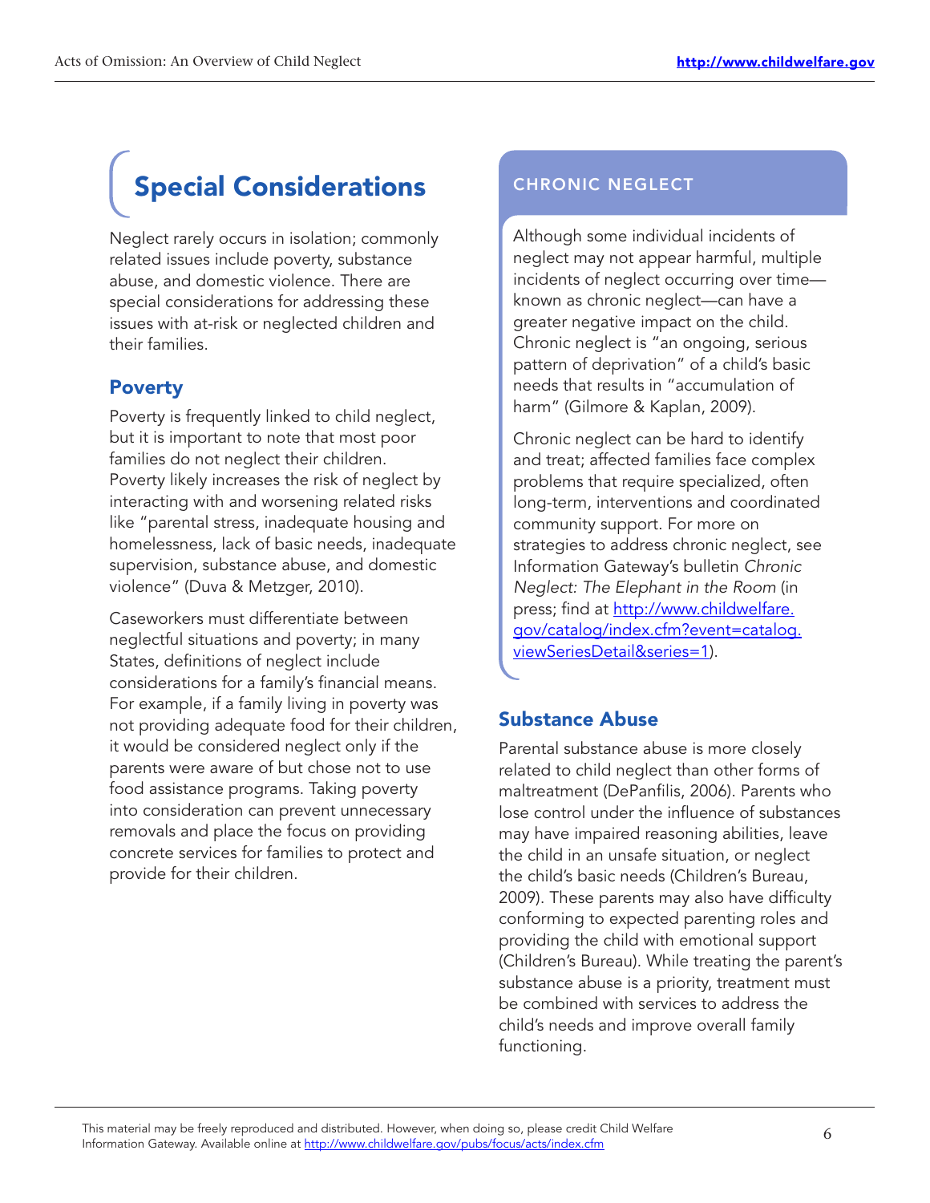## Special Considerations

Neglect rarely occurs in isolation; commonly related issues include poverty, substance abuse, and domestic violence. There are special considerations for addressing these issues with at-risk or neglected children and their families.

### Poverty

Poverty is frequently linked to child neglect, but it is important to note that most poor families do not neglect their children. Poverty likely increases the risk of neglect by interacting with and worsening related risks like "parental stress, inadequate housing and homelessness, lack of basic needs, inadequate supervision, substance abuse, and domestic violence" (Duva & Metzger, 2010).

Caseworkers must differentiate between neglectful situations and poverty; in many States, definitions of neglect include considerations for a family's financial means. For example, if a family living in poverty was not providing adequate food for their children, it would be considered neglect only if the parents were aware of but chose not to use food assistance programs. Taking poverty into consideration can prevent unnecessary removals and place the focus on providing concrete services for families to protect and provide for their children.

### CHRONIC NEGLECT

Although some individual incidents of neglect may not appear harmful, multiple incidents of neglect occurring over time—known as chronic neglect—can have a greater negative impact on the child. Chronic neglect is "an ongoing, serious pattern of deprivation" of a child's basic needs that results in "accumulation of harm" (Gilmore & Kaplan, 2009).

Chronic neglect can be hard to identify and treat; affected families face complex problems that require specialized, often long-term, interventions and coordinated community support. For more on strategies to address chronic neglect, see Information Gateway's bulletin *Chronic Neglect: The Elephant in the Room* (in press; find at [http://www.childwelfare.gov/catalog/index.cfm?event=catalog.viewSeriesDetail&series=1](http://www.childwelfare.gov/catalog/index.cfm?event=catalog.viewSeriesDetail&series=1)).

### Substance Abuse

Parental substance abuse is more closely related to child neglect than other forms of maltreatment (DePanfilis, 2006). Parents who lose control under the influence of substances may have impaired reasoning abilities, leave the child in an unsafe situation, or neglect the child's basic needs (Children's Bureau, 2009). These parents may also have difficulty conforming to expected parenting roles and providing the child with emotional support (Children's Bureau). While treating the parent's substance abuse is a priority, treatment must be combined with services to address the child's needs and improve overall family functioning.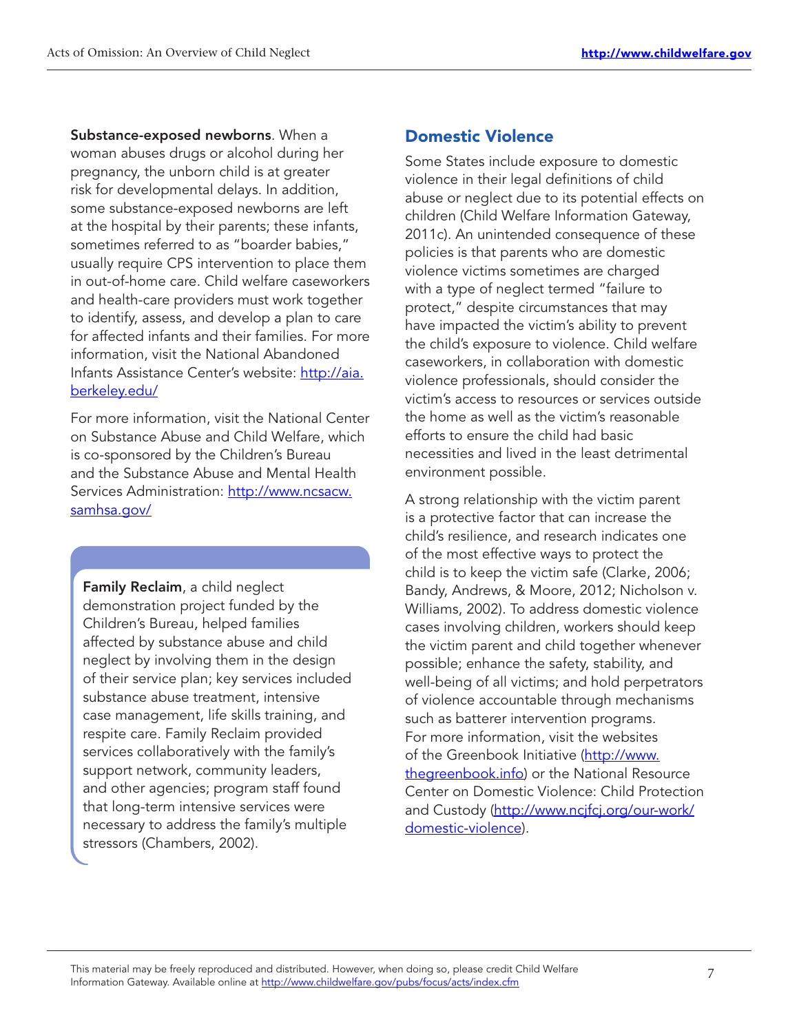**Substance-exposed newborns**. When a woman abuses drugs or alcohol during her pregnancy, the unborn child is at greater risk for developmental delays. In addition, some substance-exposed newborns are left at the hospital by their parents; these infants, sometimes referred to as "boarder babies," usually require CPS intervention to place them in out-of-home care. Child welfare caseworkers and health-care providers must work together to identify, assess, and develop a plan to care for affected infants and their families. For more information, visit the National Abandoned Infants Assistance Center's website: http://aia.berkeley.edu/

For more information, visit the National Center on Substance Abuse and Child Welfare, which is co-sponsored by the Children's Bureau and the Substance Abuse and Mental Health Services Administration: http://www.ncsacw.samhsa.gov/

**Family Reclaim**, a child neglect demonstration project funded by the Children's Bureau, helped families affected by substance abuse and child neglect by involving them in the design of their service plan; key services included substance abuse treatment, intensive case management, life skills training, and respite care. Family Reclaim provided services collaboratively with the family's support network, community leaders, and other agencies; program staff found that long-term intensive services were necessary to address the family's multiple stressors (Chambers, 2002).

## Domestic Violence

Some States include exposure to domestic violence in their legal definitions of child abuse or neglect due to its potential effects on children (Child Welfare Information Gateway, 2011c). An unintended consequence of these policies is that parents who are domestic violence victims sometimes are charged with a type of neglect termed "failure to protect," despite circumstances that may have impacted the victim's ability to prevent the child's exposure to violence. Child welfare caseworkers, in collaboration with domestic violence professionals, should consider the victim's access to resources or services outside the home as well as the victim's reasonable efforts to ensure the child had basic necessities and lived in the least detrimental environment possible.

A strong relationship with the victim parent is a protective factor that can increase the child's resilience, and research indicates one of the most effective ways to protect the child is to keep the victim safe (Clarke, 2006; Bandy, Andrews, & Moore, 2012; Nicholson v. Williams, 2002). To address domestic violence cases involving children, workers should keep the victim parent and child together whenever possible; enhance the safety, stability, and well-being of all victims; and hold perpetrators of violence accountable through mechanisms such as batterer intervention programs. For more information, visit the websites of the Greenbook Initiative (http://www.thegreenbook.info) or the National Resource Center on Domestic Violence: Child Protection and Custody (http://www.ncjfcj.org/our-work/domestic-violence).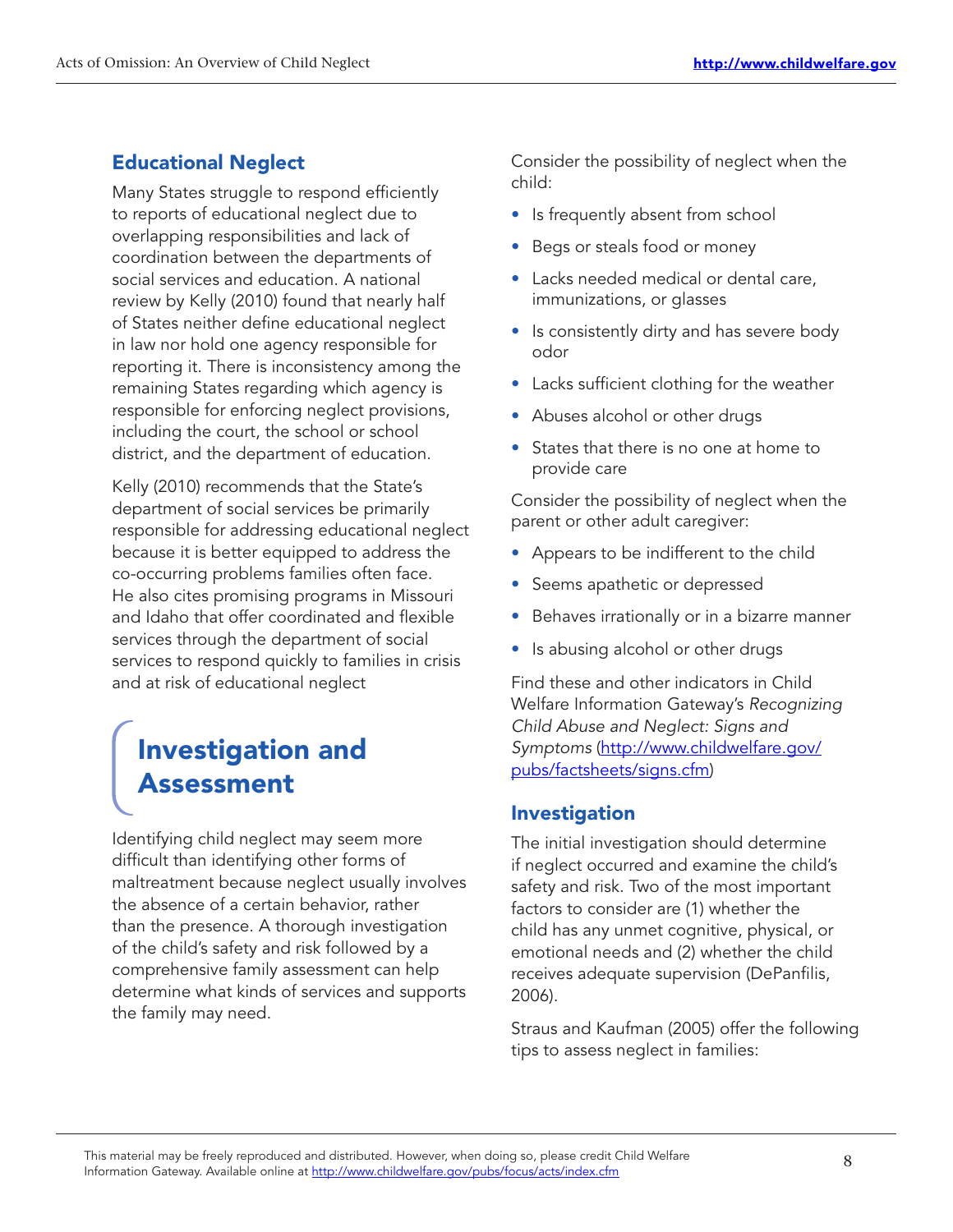### Educational Neglect

Many States struggle to respond efficiently to reports of educational neglect due to overlapping responsibilities and lack of coordination between the departments of social services and education. A national review by Kelly (2010) found that nearly half of States neither define educational neglect in law nor hold one agency responsible for reporting it. There is inconsistency among the remaining States regarding which agency is responsible for enforcing neglect provisions, including the court, the school or school district, and the department of education.

Kelly (2010) recommends that the State's department of social services be primarily responsible for addressing educational neglect because it is better equipped to address the co-occurring problems families often face. He also cites promising programs in Missouri and Idaho that offer coordinated and flexible services through the department of social services to respond quickly to families in crisis and at risk of educational neglect

## Investigation and Assessment

Identifying child neglect may seem more difficult than identifying other forms of maltreatment because neglect usually involves the absence of a certain behavior, rather than the presence. A thorough investigation of the child's safety and risk followed by a comprehensive family assessment can help determine what kinds of services and supports the family may need.

Consider the possibility of neglect when the child:

- Is frequently absent from school
- Begs or steals food or money
- Lacks needed medical or dental care, immunizations, or glasses
- Is consistently dirty and has severe body odor
- Lacks sufficient clothing for the weather
- Abuses alcohol or other drugs
- States that there is no one at home to provide care

Consider the possibility of neglect when the parent or other adult caregiver:

- Appears to be indifferent to the child
- Seems apathetic or depressed
- Behaves irrationally or in a bizarre manner
- Is abusing alcohol or other drugs

Find these and other indicators in Child Welfare Information Gateway's *Recognizing Child Abuse and Neglect: Signs and Symptoms* (http://www.childwelfare.gov/pubs/factsheets/signs.cfm)

### Investigation

The initial investigation should determine if neglect occurred and examine the child's safety and risk. Two of the most important factors to consider are (1) whether the child has any unmet cognitive, physical, or emotional needs and (2) whether the child receives adequate supervision (DePanfilis, 2006).

Straus and Kaufman (2005) offer the following tips to assess neglect in families: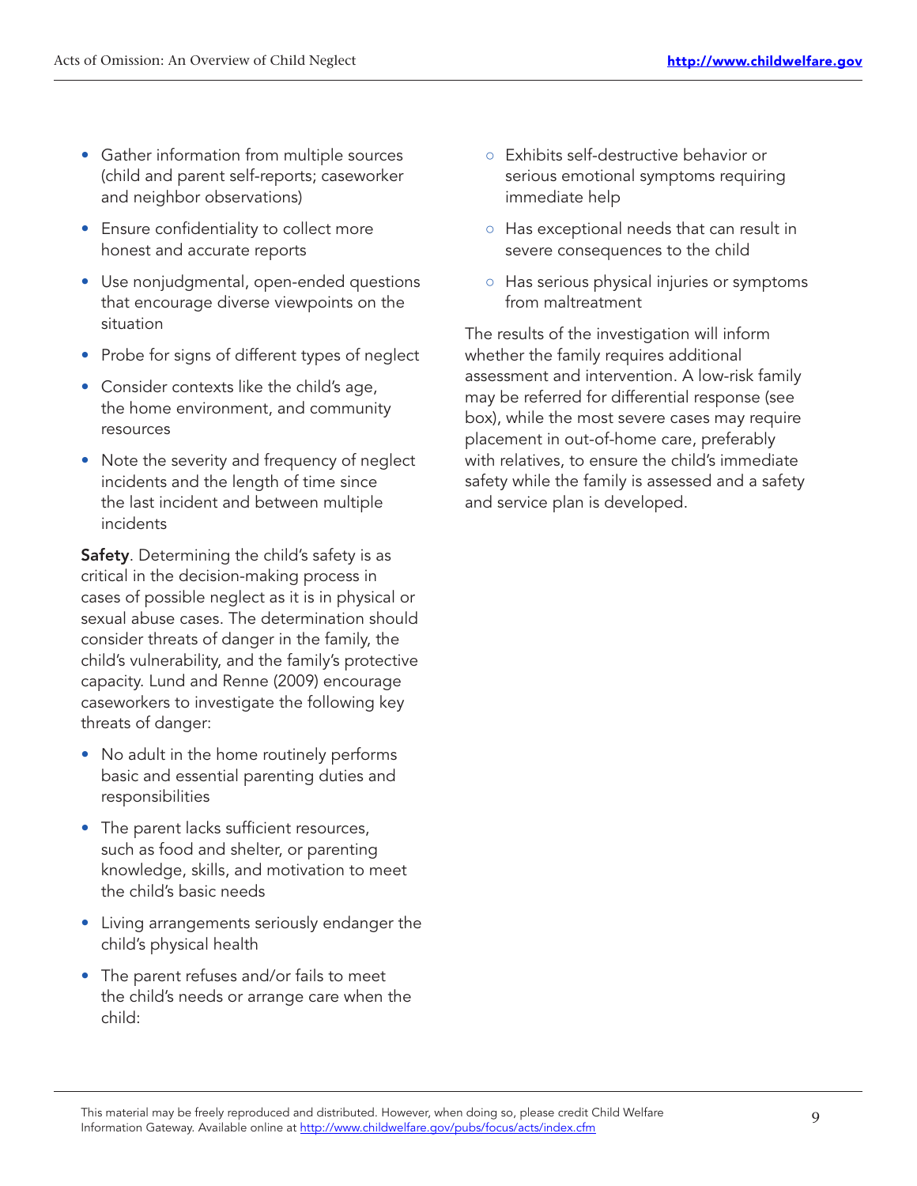- Gather information from multiple sources (child and parent self-reports; caseworker and neighbor observations)
- Ensure confidentiality to collect more honest and accurate reports
- Use nonjudgmental, open-ended questions that encourage diverse viewpoints on the situation
- Probe for signs of different types of neglect
- Consider contexts like the child's age, the home environment, and community resources
- Note the severity and frequency of neglect incidents and the length of time since the last incident and between multiple incidents

**Safety**. Determining the child's safety is as critical in the decision-making process in cases of possible neglect as it is in physical or sexual abuse cases. The determination should consider threats of danger in the family, the child's vulnerability, and the family's protective capacity. Lund and Renne (2009) encourage caseworkers to investigate the following key threats of danger:

- No adult in the home routinely performs basic and essential parenting duties and responsibilities
- The parent lacks sufficient resources, such as food and shelter, or parenting knowledge, skills, and motivation to meet the child's basic needs
- Living arrangements seriously endanger the child's physical health
- The parent refuses and/or fails to meet the child's needs or arrange care when the child:
    - Exhibits self-destructive behavior or serious emotional symptoms requiring immediate help
    - Has exceptional needs that can result in severe consequences to the child
    - Has serious physical injuries or symptoms from maltreatment

The results of the investigation will inform whether the family requires additional assessment and intervention. A low-risk family may be referred for differential response (see box), while the most severe cases may require placement in out-of-home care, preferably with relatives, to ensure the child's immediate safety while the family is assessed and a safety and service plan is developed.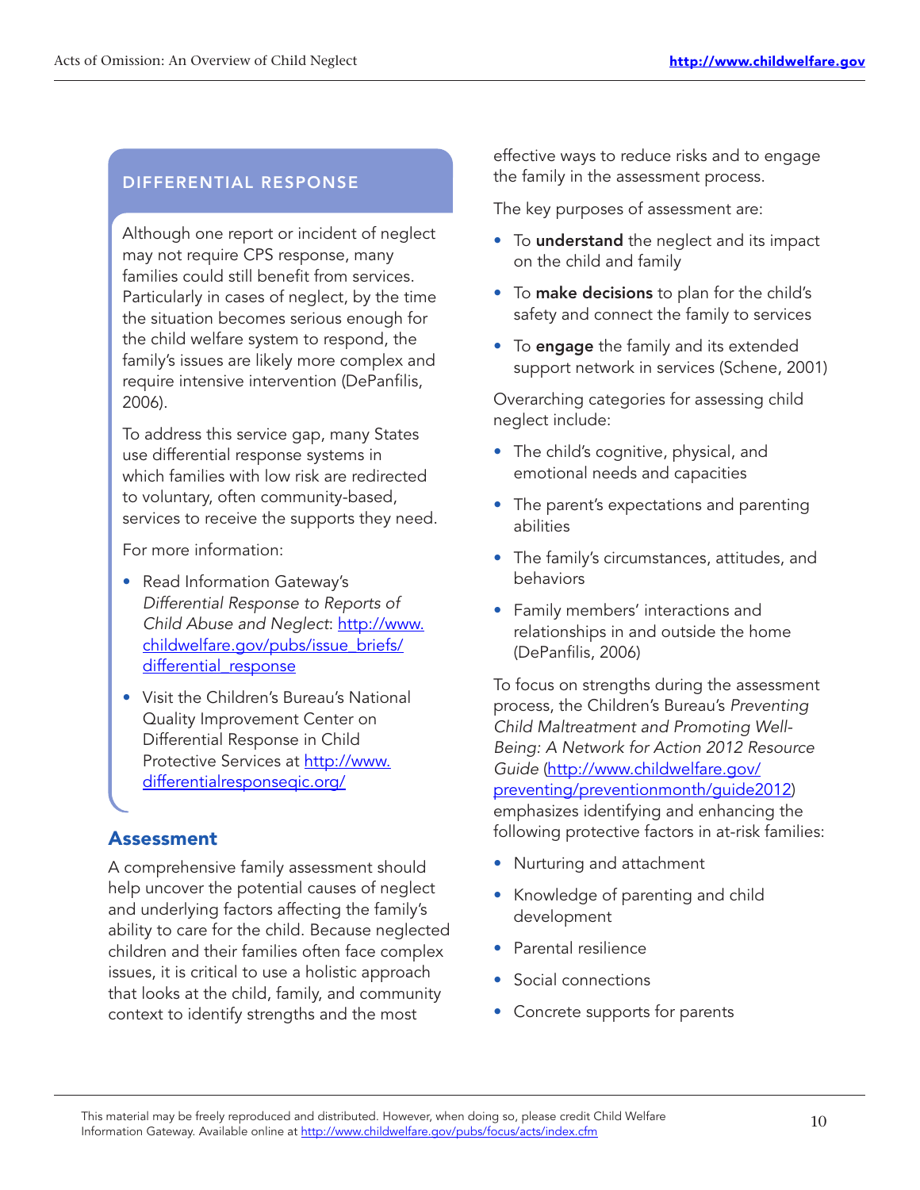## DIFFERENTIAL RESPONSE

Although one report or incident of neglect may not require CPS response, many families could still benefit from services. Particularly in cases of neglect, by the time the situation becomes serious enough for the child welfare system to respond, the family's issues are likely more complex and require intensive intervention (DePanfilis, 2006).

To address this service gap, many States use differential response systems in which families with low risk are redirected to voluntary, often community-based, services to receive the supports they need.

For more information:

- Read Information Gateway's *Differential Response to Reports of Child Abuse and Neglect*: http://www.childwelfare.gov/pubs/issue_briefs/differential_response
- Visit the Children's Bureau's National Quality Improvement Center on Differential Response in Child Protective Services at http://www.differentialresponseqic.org/

## Assessment

A comprehensive family assessment should help uncover the potential causes of neglect and underlying factors affecting the family's ability to care for the child. Because neglected children and their families often face complex issues, it is critical to use a holistic approach that looks at the child, family, and community context to identify strengths and the most effective ways to reduce risks and to engage the family in the assessment process.

The key purposes of assessment are:

- To **understand** the neglect and its impact on the child and family
- To **make decisions** to plan for the child's safety and connect the family to services
- To **engage** the family and its extended support network in services (Schene, 2001)

Overarching categories for assessing child neglect include:

- The child's cognitive, physical, and emotional needs and capacities
- The parent's expectations and parenting abilities
- The family's circumstances, attitudes, and behaviors
- Family members' interactions and relationships in and outside the home (DePanfilis, 2006)

To focus on strengths during the assessment process, the Children's Bureau's *Preventing Child Maltreatment and Promoting Well-Being: A Network for Action 2012 Resource Guide* (http://www.childwelfare.gov/preventing/preventionmonth/guide2012) emphasizes identifying and enhancing the following protective factors in at-risk families:

- Nurturing and attachment
- Knowledge of parenting and child development
- Parental resilience
- Social connections
- Concrete supports for parents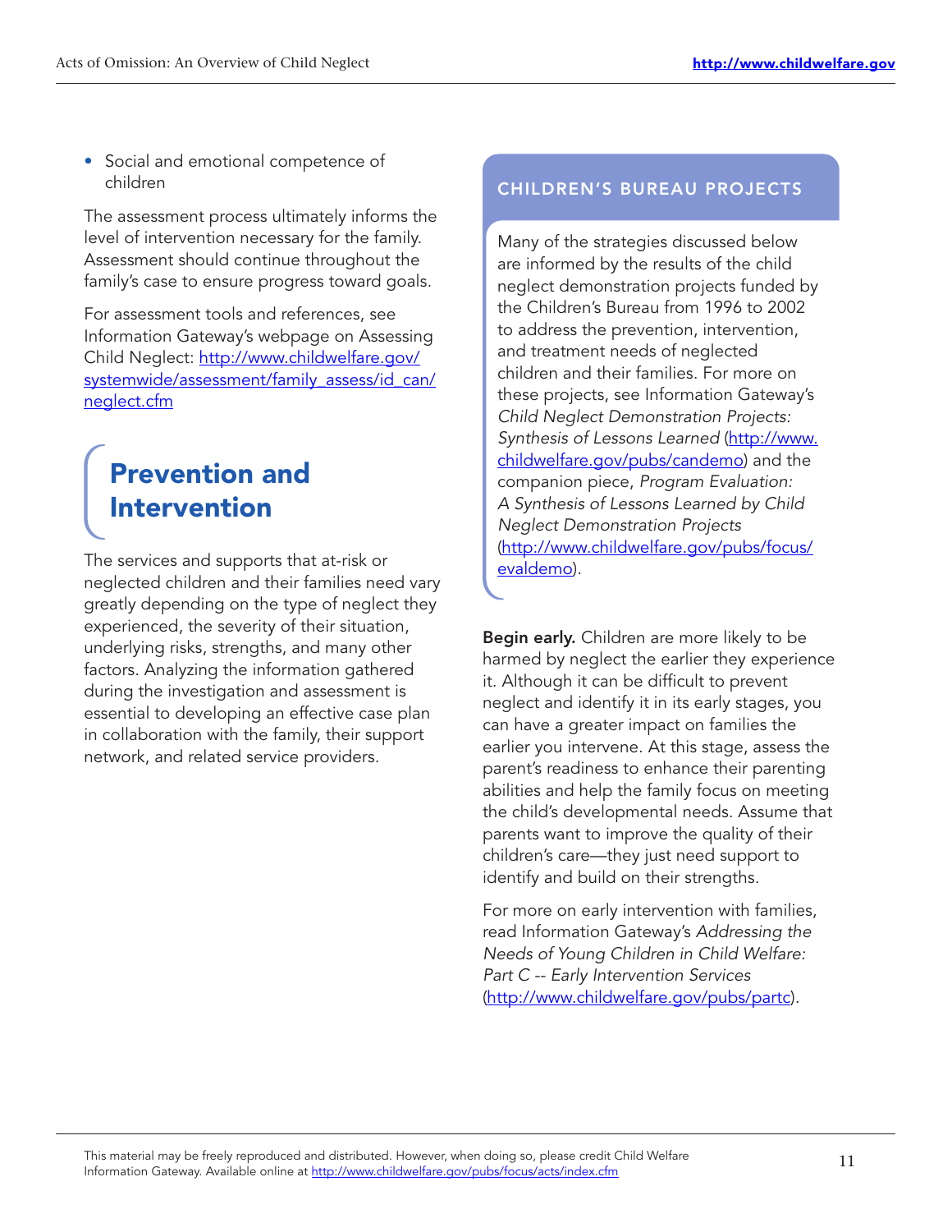- Social and emotional competence of children

The assessment process ultimately informs the level of intervention necessary for the family. Assessment should continue throughout the family's case to ensure progress toward goals.

For assessment tools and references, see Information Gateway's webpage on Assessing Child Neglect: http://www.childwelfare.gov/systemwide/assessment/family_assess/id_can/neglect.cfm

## Prevention and Intervention

The services and supports that at-risk or neglected children and their families need vary greatly depending on the type of neglect they experienced, the severity of their situation, underlying risks, strengths, and many other factors. Analyzing the information gathered during the investigation and assessment is essential to developing an effective case plan in collaboration with the family, their support network, and related service providers.

### CHILDREN'S BUREAU PROJECTS

Many of the strategies discussed below are informed by the results of the child neglect demonstration projects funded by the Children's Bureau from 1996 to 2002 to address the prevention, intervention, and treatment needs of neglected children and their families. For more on these projects, see Information Gateway's *Child Neglect Demonstration Projects: Synthesis of Lessons Learned* (http://www.childwelfare.gov/pubs/candemo) and the companion piece, *Program Evaluation: A Synthesis of Lessons Learned by Child Neglect Demonstration Projects* (http://www.childwelfare.gov/pubs/focus/evaldemo).

**Begin early.** Children are more likely to be harmed by neglect the earlier they experience it. Although it can be difficult to prevent neglect and identify it in its early stages, you can have a greater impact on families the earlier you intervene. At this stage, assess the parent's readiness to enhance their parenting abilities and help the family focus on meeting the child's developmental needs. Assume that parents want to improve the quality of their children's care—they just need support to identify and build on their strengths.

For more on early intervention with families, read Information Gateway's *Addressing the Needs of Young Children in Child Welfare: Part C -- Early Intervention Services* (http://www.childwelfare.gov/pubs/partc).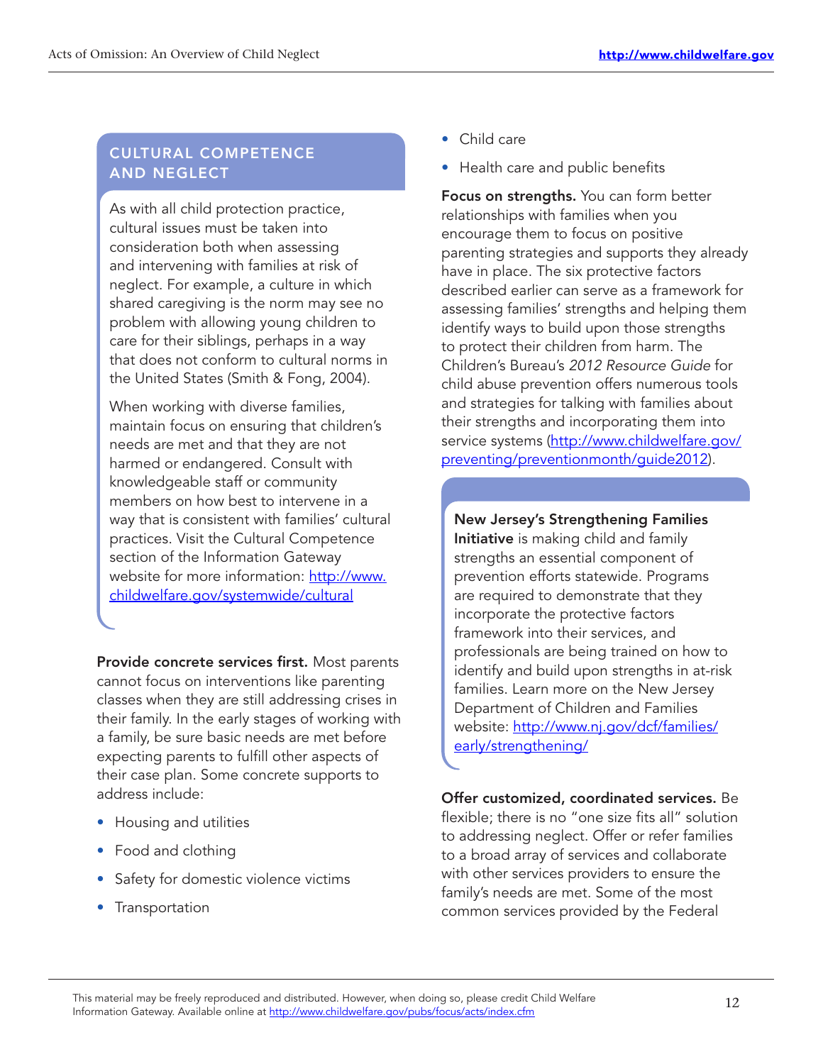## CULTURAL COMPETENCE AND NEGLECT

As with all child protection practice, cultural issues must be taken into consideration both when assessing and intervening with families at risk of neglect. For example, a culture in which shared caregiving is the norm may see no problem with allowing young children to care for their siblings, perhaps in a way that does not conform to cultural norms in the United States (Smith & Fong, 2004).

When working with diverse families, maintain focus on ensuring that children's needs are met and that they are not harmed or endangered. Consult with knowledgeable staff or community members on how best to intervene in a way that is consistent with families' cultural practices. Visit the Cultural Competence section of the Information Gateway website for more information: http://www.childwelfare.gov/systemwide/cultural

**Provide concrete services first.** Most parents cannot focus on interventions like parenting classes when they are still addressing crises in their family. In the early stages of working with a family, be sure basic needs are met before expecting parents to fulfill other aspects of their case plan. Some concrete supports to address include:

- Housing and utilities
- Food and clothing
- Safety for domestic violence victims
- Transportation
- Child care
- Health care and public benefits

**Focus on strengths.** You can form better relationships with families when you encourage them to focus on positive parenting strategies and supports they already have in place. The six protective factors described earlier can serve as a framework for assessing families' strengths and helping them identify ways to build upon those strengths to protect their children from harm. The Children's Bureau's *2012 Resource Guide* for child abuse prevention offers numerous tools and strategies for talking with families about their strengths and incorporating them into service systems (http://www.childwelfare.gov/preventing/preventionmonth/guide2012).

**New Jersey's Strengthening Families Initiative** is making child and family strengths an essential component of prevention efforts statewide. Programs are required to demonstrate that they incorporate the protective factors framework into their services, and professionals are being trained on how to identify and build upon strengths in at-risk families. Learn more on the New Jersey Department of Children and Families website: http://www.nj.gov/dcf/families/early/strengthening/

**Offer customized, coordinated services.** Be flexible; there is no "one size fits all" solution to addressing neglect. Offer or refer families to a broad array of services and collaborate with other services providers to ensure the family's needs are met. Some of the most common services provided by the Federal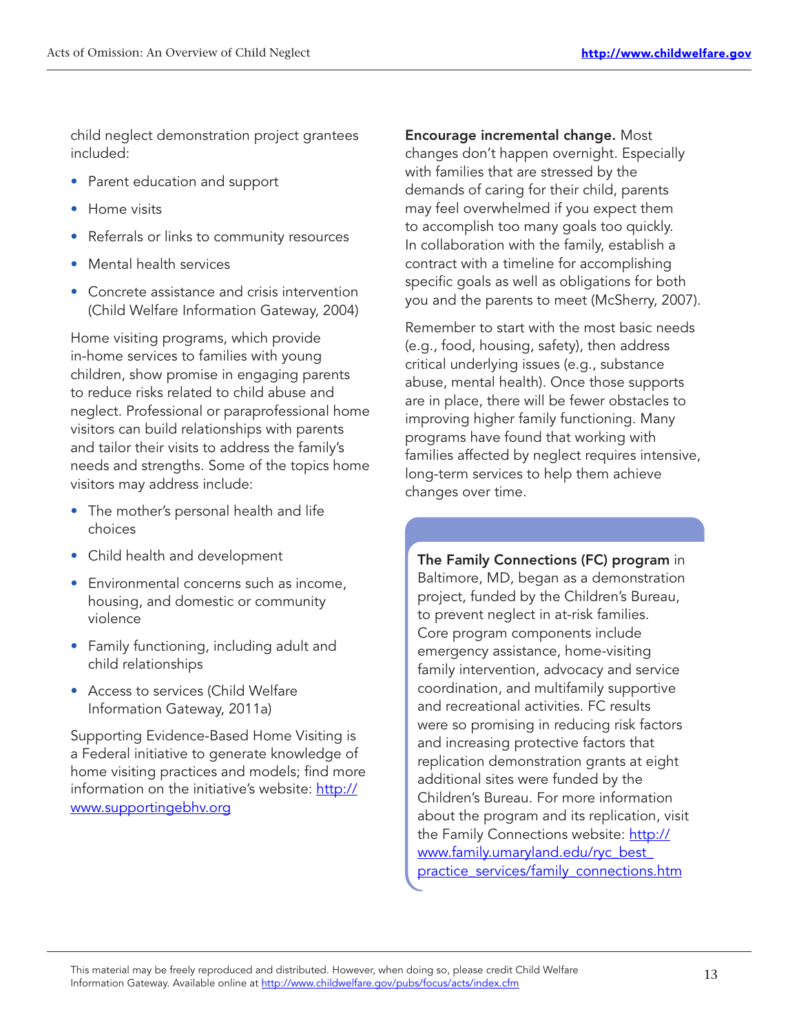child neglect demonstration project grantees included:

- Parent education and support
- Home visits
- Referrals or links to community resources
- Mental health services
- Concrete assistance and crisis intervention (Child Welfare Information Gateway, 2004)

Home visiting programs, which provide in-home services to families with young children, show promise in engaging parents to reduce risks related to child abuse and neglect. Professional or paraprofessional home visitors can build relationships with parents and tailor their visits to address the family's needs and strengths. Some of the topics home visitors may address include:

- The mother's personal health and life choices
- Child health and development
- Environmental concerns such as income, housing, and domestic or community violence
- Family functioning, including adult and child relationships
- Access to services (Child Welfare Information Gateway, 2011a)

Supporting Evidence-Based Home Visiting is a Federal initiative to generate knowledge of home visiting practices and models; find more information on the initiative's website: http://www.supportingebhv.org

**Encourage incremental change.** Most changes don't happen overnight. Especially with families that are stressed by the demands of caring for their child, parents may feel overwhelmed if you expect them to accomplish too many goals too quickly. In collaboration with the family, establish a contract with a timeline for accomplishing specific goals as well as obligations for both you and the parents to meet (McSherry, 2007).

Remember to start with the most basic needs (e.g., food, housing, safety), then address critical underlying issues (e.g., substance abuse, mental health). Once those supports are in place, there will be fewer obstacles to improving higher family functioning. Many programs have found that working with families affected by neglect requires intensive, long-term services to help them achieve changes over time.

**The Family Connections (FC) program** in Baltimore, MD, began as a demonstration project, funded by the Children's Bureau, to prevent neglect in at-risk families. Core program components include emergency assistance, home-visiting family intervention, advocacy and service coordination, and multifamily supportive and recreational activities. FC results were so promising in reducing risk factors and increasing protective factors that replication demonstration grants at eight additional sites were funded by the Children's Bureau. For more information about the program and its replication, visit the Family Connections website: http://www.family.umaryland.edu/ryc_best_practice_services/family_connections.htm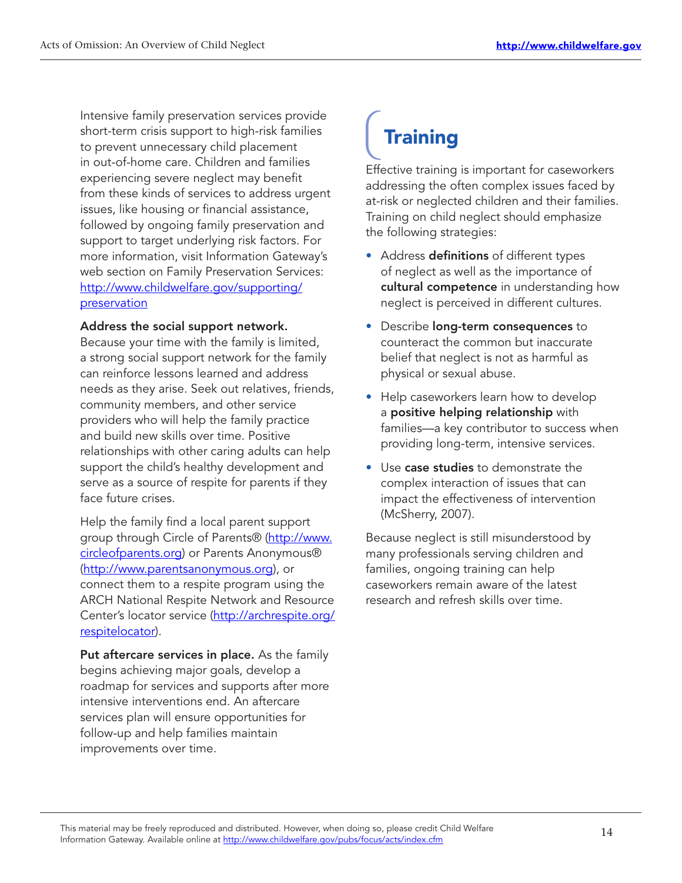Intensive family preservation services provide short-term crisis support to high-risk families to prevent unnecessary child placement in out-of-home care. Children and families experiencing severe neglect may benefit from these kinds of services to address urgent issues, like housing or financial assistance, followed by ongoing family preservation and support to target underlying risk factors. For more information, visit Information Gateway's web section on Family Preservation Services: http://www.childwelfare.gov/supporting/preservation

**Address the social support network.** Because your time with the family is limited, a strong social support network for the family can reinforce lessons learned and address needs as they arise. Seek out relatives, friends, community members, and other service providers who will help the family practice and build new skills over time. Positive relationships with other caring adults can help support the child's healthy development and serve as a source of respite for parents if they face future crises.

Help the family find a local parent support group through Circle of Parents® (http://www.circleofparents.org) or Parents Anonymous® (http://www.parentsanonymous.org), or connect them to a respite program using the ARCH National Respite Network and Resource Center's locator service (http://archrespite.org/respitelocator).

**Put aftercare services in place.** As the family begins achieving major goals, develop a roadmap for services and supports after more intensive interventions end. An aftercare services plan will ensure opportunities for follow-up and help families maintain improvements over time.

## Training

Effective training is important for caseworkers addressing the often complex issues faced by at-risk or neglected children and their families. Training on child neglect should emphasize the following strategies:

- Address **definitions** of different types of neglect as well as the importance of **cultural competence** in understanding how neglect is perceived in different cultures.
- Describe **long-term consequences** to counteract the common but inaccurate belief that neglect is not as harmful as physical or sexual abuse.
- Help caseworkers learn how to develop a **positive helping relationship** with families—a key contributor to success when providing long-term, intensive services.
- Use **case studies** to demonstrate the complex interaction of issues that can impact the effectiveness of intervention (McSherry, 2007).

Because neglect is still misunderstood by many professionals serving children and families, ongoing training can help caseworkers remain aware of the latest research and refresh skills over time.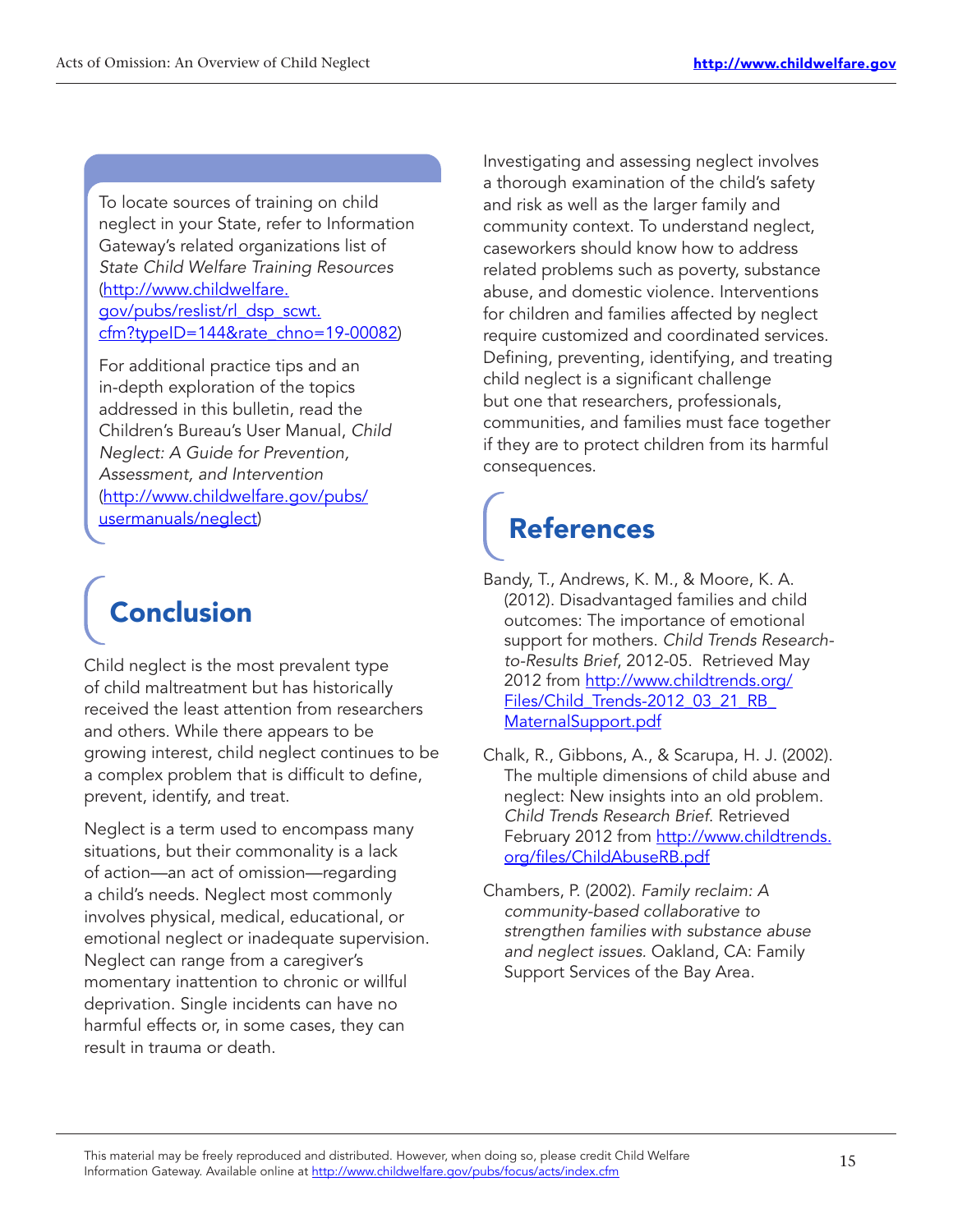To locate sources of training on child neglect in your State, refer to Information Gateway's related organizations list of *State Child Welfare Training Resources* (http://www.childwelfare.gov/pubs/reslist/rl_dsp_scwt.cfm?typeID=144&rate_chno=19-00082)

For additional practice tips and an in-depth exploration of the topics addressed in this bulletin, read the Children's Bureau's User Manual, *Child Neglect: A Guide for Prevention, Assessment, and Intervention* (http://www.childwelfare.gov/pubs/usermanuals/neglect)

## Conclusion

Child neglect is the most prevalent type of child maltreatment but has historically received the least attention from researchers and others. While there appears to be growing interest, child neglect continues to be a complex problem that is difficult to define, prevent, identify, and treat.

Neglect is a term used to encompass many situations, but their commonality is a lack of action—an act of omission—regarding a child's needs. Neglect most commonly involves physical, medical, educational, or emotional neglect or inadequate supervision. Neglect can range from a caregiver's momentary inattention to chronic or willful deprivation. Single incidents can have no harmful effects or, in some cases, they can result in trauma or death.

Investigating and assessing neglect involves a thorough examination of the child's safety and risk as well as the larger family and community context. To understand neglect, caseworkers should know how to address related problems such as poverty, substance abuse, and domestic violence. Interventions for children and families affected by neglect require customized and coordinated services. Defining, preventing, identifying, and treating child neglect is a significant challenge but one that researchers, professionals, communities, and families must face together if they are to protect children from its harmful consequences.

## References

Bandy, T., Andrews, K. M., & Moore, K. A. (2012). Disadvantaged families and child outcomes: The importance of emotional support for mothers. *Child Trends Research-to-Results Brief*, 2012-05. Retrieved May 2012 from http://www.childtrends.org/Files/Child_Trends-2012_03_21_RB_MaternalSupport.pdf

Chalk, R., Gibbons, A., & Scarupa, H. J. (2002). The multiple dimensions of child abuse and neglect: New insights into an old problem. *Child Trends Research Brief*. Retrieved February 2012 from http://www.childtrends.org/files/ChildAbuseRB.pdf

Chambers, P. (2002). *Family reclaim: A community-based collaborative to strengthen families with substance abuse and neglect issues*. Oakland, CA: Family Support Services of the Bay Area.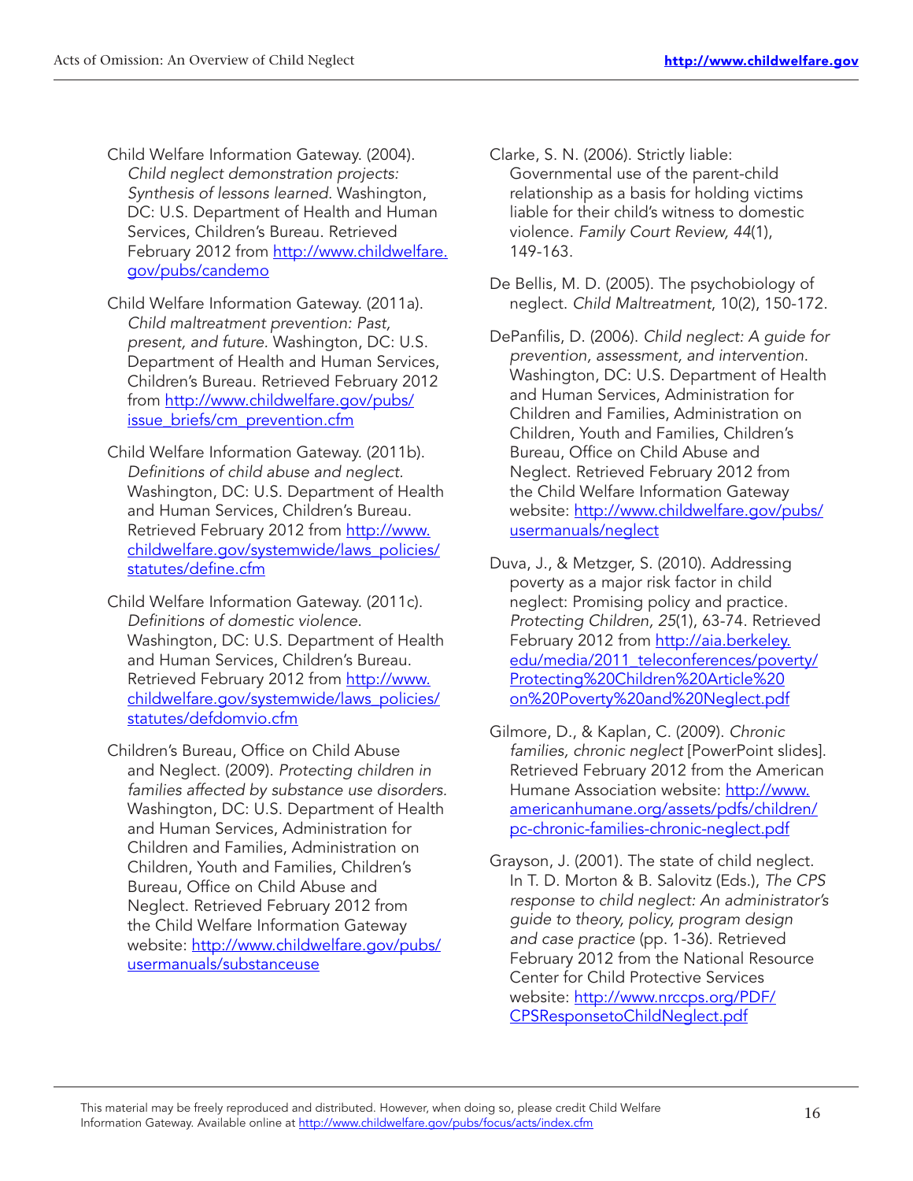Child Welfare Information Gateway. (2004). *Child neglect demonstration projects: Synthesis of lessons learned.* Washington, DC: U.S. Department of Health and Human Services, Children's Bureau. Retrieved February 2012 from http://www.childwelfare.gov/pubs/candemo

Child Welfare Information Gateway. (2011a). *Child maltreatment prevention: Past, present, and future.* Washington, DC: U.S. Department of Health and Human Services, Children's Bureau. Retrieved February 2012 from http://www.childwelfare.gov/pubs/issue_briefs/cm_prevention.cfm

Child Welfare Information Gateway. (2011b). *Definitions of child abuse and neglect.* Washington, DC: U.S. Department of Health and Human Services, Children's Bureau. Retrieved February 2012 from http://www.childwelfare.gov/systemwide/laws_policies/statutes/define.cfm

Child Welfare Information Gateway. (2011c). *Definitions of domestic violence.* Washington, DC: U.S. Department of Health and Human Services, Children's Bureau. Retrieved February 2012 from http://www.childwelfare.gov/systemwide/laws_policies/statutes/defdomvio.cfm

Children's Bureau, Office on Child Abuse and Neglect. (2009). *Protecting children in families affected by substance use disorders.* Washington, DC: U.S. Department of Health and Human Services, Administration for Children and Families, Administration on Children, Youth and Families, Children's Bureau, Office on Child Abuse and Neglect. Retrieved February 2012 from the Child Welfare Information Gateway website: http://www.childwelfare.gov/pubs/usermanuals/substanceuse

Clarke, S. N. (2006). Strictly liable: Governmental use of the parent-child relationship as a basis for holding victims liable for their child's witness to domestic violence. *Family Court Review, 44*(1), 149-163.

De Bellis, M. D. (2005). The psychobiology of neglect. *Child Maltreatment*, 10(2), 150-172.

DePanfilis, D. (2006). *Child neglect: A guide for prevention, assessment, and intervention*. Washington, DC: U.S. Department of Health and Human Services, Administration for Children and Families, Administration on Children, Youth and Families, Children's Bureau, Office on Child Abuse and Neglect. Retrieved February 2012 from the Child Welfare Information Gateway website: http://www.childwelfare.gov/pubs/usermanuals/neglect

Duva, J., & Metzger, S. (2010). Addressing poverty as a major risk factor in child neglect: Promising policy and practice. *Protecting Children, 25*(1), 63-74. Retrieved February 2012 from http://aia.berkeley.edu/media/2011_teleconferences/poverty/Protecting%20Children%20Article%20on%20Poverty%20and%20Neglect.pdf

Gilmore, D., & Kaplan, C. (2009). *Chronic families, chronic neglect* [PowerPoint slides]. Retrieved February 2012 from the American Humane Association website: http://www.americanhumane.org/assets/pdfs/children/pc-chronic-families-chronic-neglect.pdf

Grayson, J. (2001). The state of child neglect. In T. D. Morton & B. Salovitz (Eds.), *The CPS response to child neglect: An administrator's guide to theory, policy, program design and case practice* (pp. 1-36). Retrieved February 2012 from the National Resource Center for Child Protective Services website: http://www.nrccps.org/PDF/CPSResponsetoChildNeglect.pdf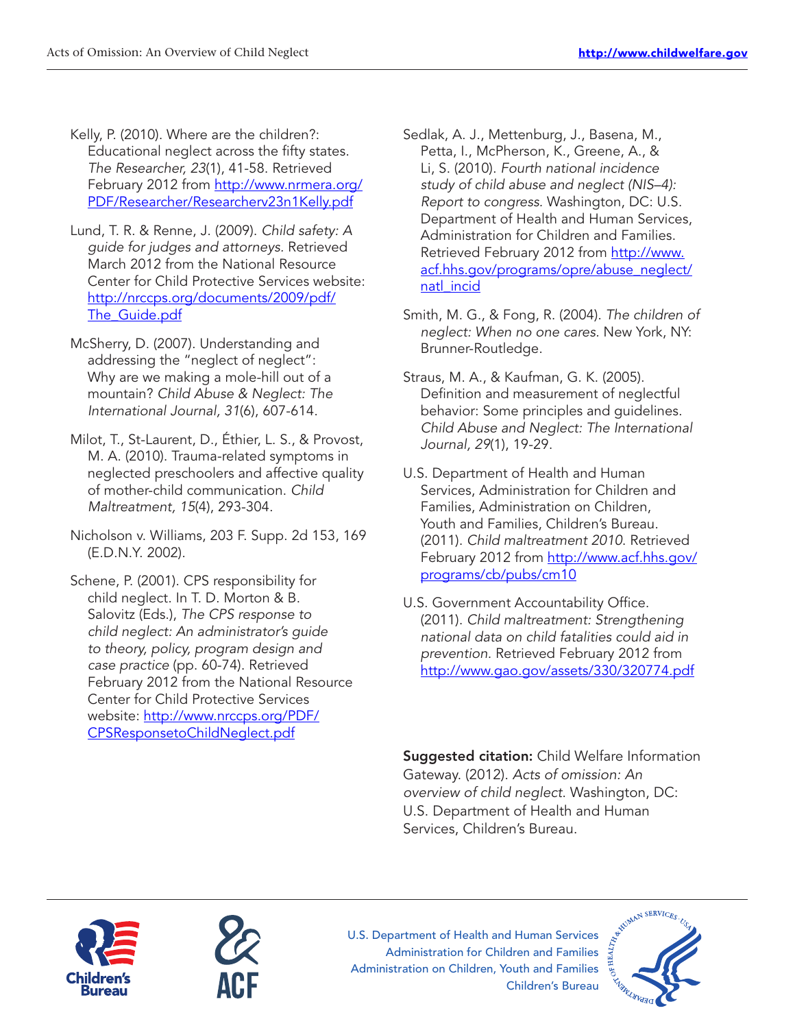Kelly, P. (2010). Where are the children?: Educational neglect across the fifty states. *The Researcher, 23*(1), 41-58. Retrieved February 2012 from http://www.nrmera.org/PDF/Researcher/Researcherv23n1Kelly.pdf

Lund, T. R. & Renne, J. (2009). *Child safety: A guide for judges and attorneys*. Retrieved March 2012 from the National Resource Center for Child Protective Services website: http://nrccps.org/documents/2009/pdf/The_Guide.pdf

McSherry, D. (2007). Understanding and addressing the "neglect of neglect": Why are we making a mole-hill out of a mountain? *Child Abuse & Neglect: The International Journal, 31*(6), 607-614.

Milot, T., St-Laurent, D., Éthier, L. S., & Provost, M. A. (2010). Trauma-related symptoms in neglected preschoolers and affective quality of mother-child communication. *Child Maltreatment, 15*(4), 293-304.

Nicholson v. Williams, 203 F. Supp. 2d 153, 169 (E.D.N.Y. 2002).

Schene, P. (2001). CPS responsibility for child neglect. In T. D. Morton & B. Salovitz (Eds.), *The CPS response to child neglect: An administrator's guide to theory, policy, program design and case practice* (pp. 60-74). Retrieved February 2012 from the National Resource Center for Child Protective Services website: http://www.nrccps.org/PDF/CPSResponsetoChildNeglect.pdf

Sedlak, A. J., Mettenburg, J., Basena, M., Petta, I., McPherson, K., Greene, A., & Li, S. (2010). *Fourth national incidence study of child abuse and neglect (NIS–4): Report to congress.* Washington, DC: U.S. Department of Health and Human Services, Administration for Children and Families. Retrieved February 2012 from http://www.acf.hhs.gov/programs/opre/abuse_neglect/natl_incid

Smith, M. G., & Fong, R. (2004). *The children of neglect: When no one cares.* New York, NY: Brunner-Routledge.

Straus, M. A., & Kaufman, G. K. (2005). Definition and measurement of neglectful behavior: Some principles and guidelines. *Child Abuse and Neglect: The International Journal, 29*(1), 19-29.

U.S. Department of Health and Human Services, Administration for Children and Families, Administration on Children, Youth and Families, Children's Bureau. (2011). *Child maltreatment 2010.* Retrieved February 2012 from http://www.acf.hhs.gov/programs/cb/pubs/cm10

U.S. Government Accountability Office. (2011). *Child maltreatment: Strengthening national data on child fatalities could aid in prevention.* Retrieved February 2012 from http://www.gao.gov/assets/330/320774.pdf

**Suggested citation:** Child Welfare Information Gateway. (2012). *Acts of omission: An overview of child neglect.* Washington, DC: U.S. Department of Health and Human Services, Children's Bureau.

U.S. Department of Health and Human Services
Administration for Children and Families
Administration on Children, Youth and Families
Children's Bureau